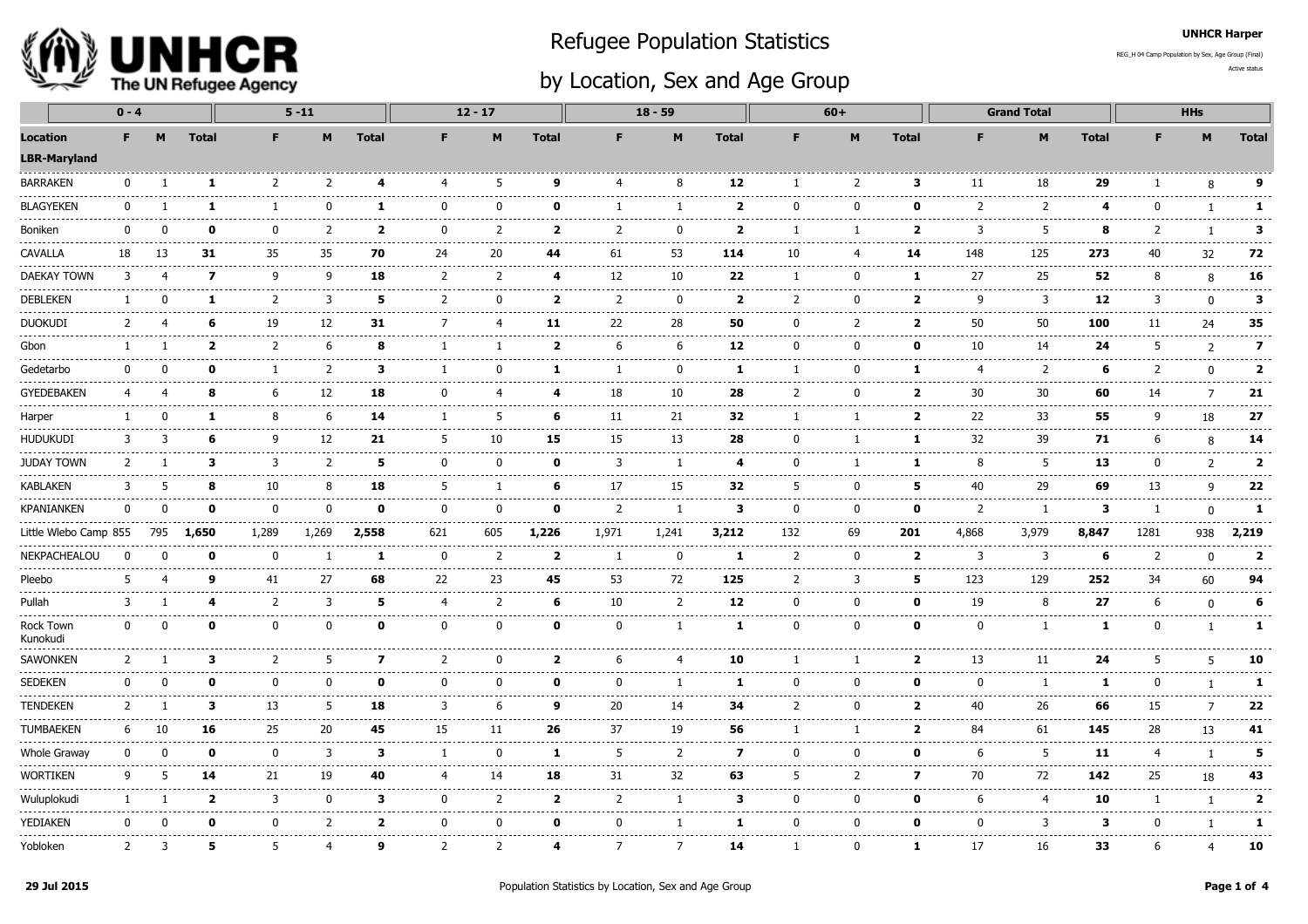# Refugee Population Statistics

# by Location, Sex and Age Group

**UNHCR Harper**

REG_H 04 Camp Population by Sex, Age Group (Final)

Active status

| | 0 - 4 | | | 5 -11 | | | 12 - 17 | | | 18 - 59 | | | 60+ | | | Grand Total | | | HHs | | |
|---|---|---|---|---|---|---|---|---|---|---|---|---|---|---|---|---|---|---|---|---|---|
| **Location** | **F** | **M** | **Total** | **F** | **M** | **Total** | **F** | **M** | **Total** | **F** | **M** | **Total** | **F** | **M** | **Total** | **F** | **M** | **Total** | **F** | **M** | **Total** |
| **LBR-Maryland** | | | | | | | | | | | | | | | | | | | | | |
| BARRAKEN | 0 | 1 | **1** | 2 | 2 | **4** | 4 | 5 | **9** | 4 | 8 | **12** | 1 | 2 | **3** | 11 | 18 | **29** | 1 | 8 | **9** |
| BLAGYEKEN | 0 | 1 | **1** | 1 | 0 | **1** | 0 | 0 | **0** | 1 | 1 | **2** | 0 | 0 | **0** | 2 | 2 | **4** | 0 | 1 | **1** |
| Boniken | 0 | 0 | **0** | 0 | 2 | **2** | 0 | 2 | **2** | 2 | 0 | **2** | 1 | 1 | **2** | 3 | 5 | **8** | 2 | 1 | **3** |
| CAVALLA | 18 | 13 | **31** | 35 | 35 | **70** | 24 | 20 | **44** | 61 | 53 | **114** | 10 | 4 | **14** | 148 | 125 | **273** | 40 | 32 | **72** |
| DAEKAY TOWN | 3 | 4 | **7** | 9 | 9 | **18** | 2 | 2 | **4** | 12 | 10 | **22** | 1 | 0 | **1** | 27 | 25 | **52** | 8 | 8 | **16** |
| DEBLEKEN | 1 | 0 | **1** | 2 | 3 | **5** | 2 | 0 | **2** | 2 | 0 | **2** | 2 | 0 | **2** | 9 | 3 | **12** | 3 | 0 | **3** |
| DUOKUDI | 2 | 4 | **6** | 19 | 12 | **31** | 7 | 4 | **11** | 22 | 28 | **50** | 0 | 2 | **2** | 50 | 50 | **100** | 11 | 24 | **35** |
| Gbon | 1 | 1 | **2** | 2 | 6 | **8** | 1 | 1 | **2** | 6 | 6 | **12** | 0 | 0 | **0** | 10 | 14 | **24** | 5 | 2 | **7** |
| Gedetarbo | 0 | 0 | **0** | 1 | 2 | **3** | 1 | 0 | **1** | 1 | 0 | **1** | 1 | 0 | **1** | 4 | 2 | **6** | 2 | 0 | **2** |
| GYEDEBAKEN | 4 | 4 | **8** | 6 | 12 | **18** | 0 | 4 | **4** | 18 | 10 | **28** | 2 | 0 | **2** | 30 | 30 | **60** | 14 | 7 | **21** |
| Harper | 1 | 0 | **1** | 8 | 6 | **14** | 1 | 5 | **6** | 11 | 21 | **32** | 1 | 1 | **2** | 22 | 33 | **55** | 9 | 18 | **27** |
| HUDUKUDI | 3 | 3 | **6** | 9 | 12 | **21** | 5 | 10 | **15** | 15 | 13 | **28** | 0 | 1 | **1** | 32 | 39 | **71** | 6 | 8 | **14** |
| JUDAY TOWN | 2 | 1 | **3** | 3 | 2 | **5** | 0 | 0 | **0** | 3 | 1 | **4** | 0 | 1 | **1** | 8 | 5 | **13** | 0 | 2 | **2** |
| KABLAKEN | 3 | 5 | **8** | 10 | 8 | **18** | 5 | 1 | **6** | 17 | 15 | **32** | 5 | 0 | **5** | 40 | 29 | **69** | 13 | 9 | **22** |
| KPANIANKEN | 0 | 0 | **0** | 0 | 0 | **0** | 0 | 0 | **0** | 2 | 1 | **3** | 0 | 0 | **0** | 2 | 1 | **3** | 1 | 0 | **1** |
| Little Wlebo Camp | 855 | 795 | **1,650** | 1,289 | 1,269 | **2,558** | 621 | 605 | **1,226** | 1,971 | 1,241 | **3,212** | 132 | 69 | **201** | 4,868 | 3,979 | **8,847** | 1281 | 938 | **2,219** |
| NEKPACHEALOU | 0 | 0 | **0** | 0 | 1 | **1** | 0 | 2 | **2** | 1 | 0 | **1** | 2 | 0 | **2** | 3 | 3 | **6** | 2 | 0 | **2** |
| Pleebo | 5 | 4 | **9** | 41 | 27 | **68** | 22 | 23 | **45** | 53 | 72 | **125** | 2 | 3 | **5** | 123 | 129 | **252** | 34 | 60 | **94** |
| Pullah | 3 | 1 | **4** | 2 | 3 | **5** | 4 | 2 | **6** | 10 | 2 | **12** | 0 | 0 | **0** | 19 | 8 | **27** | 6 | 0 | **6** |
| Rock Town Kunokudi | 0 | 0 | **0** | 0 | 0 | **0** | 0 | 0 | **0** | 0 | 1 | **1** | 0 | 0 | **0** | 0 | 1 | **1** | 0 | 1 | **1** |
| SAWONKEN | 2 | 1 | **3** | 2 | 5 | **7** | 2 | 0 | **2** | 6 | 4 | **10** | 1 | 1 | **2** | 13 | 11 | **24** | 5 | 5 | **10** |
| SEDEKEN | 0 | 0 | **0** | 0 | 0 | **0** | 0 | 0 | **0** | 0 | 1 | **1** | 0 | 0 | **0** | 0 | 1 | **1** | 0 | 1 | **1** |
| TENDEKEN | 2 | 1 | **3** | 13 | 5 | **18** | 3 | 6 | **9** | 20 | 14 | **34** | 2 | 0 | **2** | 40 | 26 | **66** | 15 | 7 | **22** |
| TUMBAEKEN | 6 | 10 | **16** | 25 | 20 | **45** | 15 | 11 | **26** | 37 | 19 | **56** | 1 | 1 | **2** | 84 | 61 | **145** | 28 | 13 | **41** |
| Whole Graway | 0 | 0 | **0** | 0 | 3 | **3** | 1 | 0 | **1** | 5 | 2 | **7** | 0 | 0 | **0** | 6 | 5 | **11** | 4 | 1 | **5** |
| WORTIKEN | 9 | 5 | **14** | 21 | 19 | **40** | 4 | 14 | **18** | 31 | 32 | **63** | 5 | 2 | **7** | 70 | 72 | **142** | 25 | 18 | **43** |
| Wuluplokudi | 1 | 1 | **2** | 3 | 0 | **3** | 0 | 2 | **2** | 2 | 1 | **3** | 0 | 0 | **0** | 6 | 4 | **10** | 1 | 1 | **2** |
| YEDIAKEN | 0 | 0 | **0** | 0 | 2 | **2** | 0 | 0 | **0** | 0 | 1 | **1** | 0 | 0 | **0** | 0 | 3 | **3** | 0 | 1 | **1** |
| Yobloken | 2 | 3 | **5** | 5 | 4 | **9** | 2 | 2 | **4** | 7 | 7 | **14** | 1 | 0 | **1** | 17 | 16 | **33** | 6 | 4 | **10** |

**29 Jul 2015**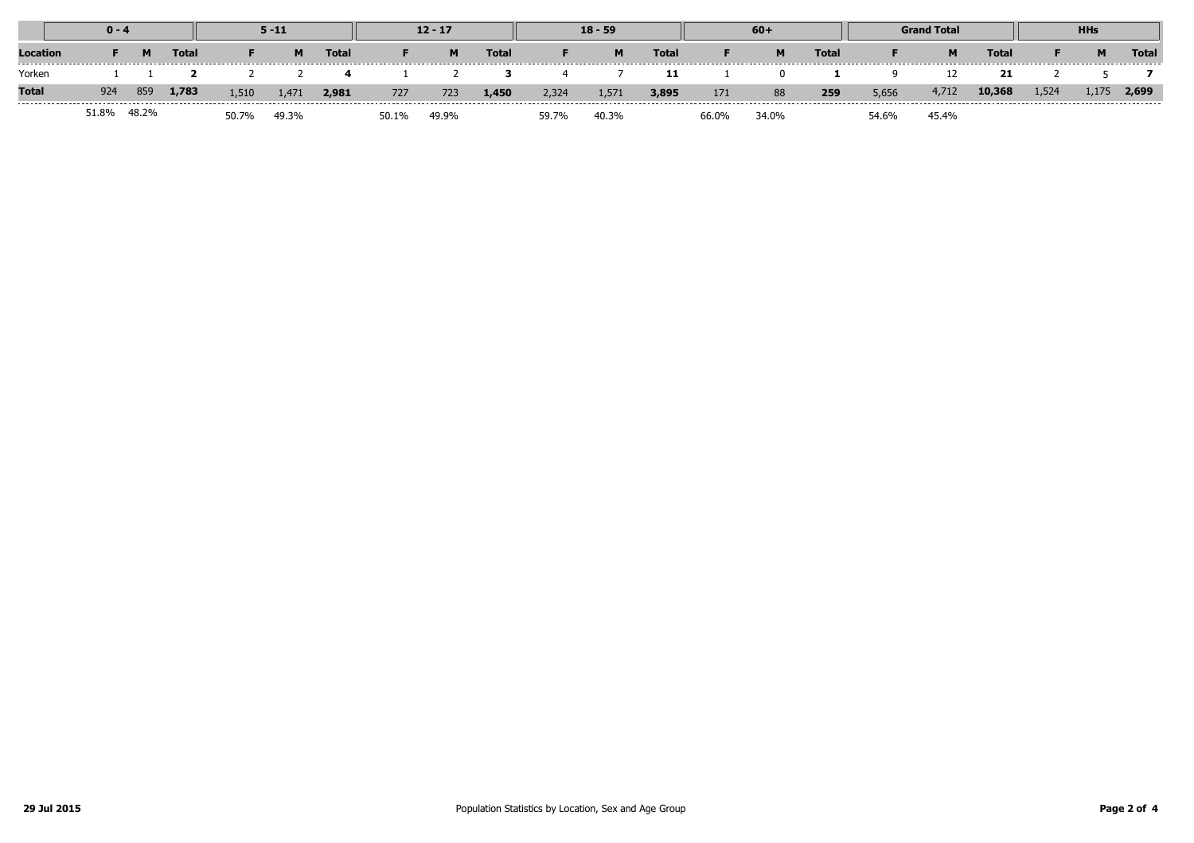| | 0 - 4 | | | 5 -11 | | | 12 - 17 | | | 18 - 59 | | | 60+ | | | Grand Total | | | HHs | | |
|---|---|---|---|---|---|---|---|---|---|---|---|---|---|---|---|---|---|---|---|---|---|
| **Location** | **F** | **M** | **Total** | **F** | **M** | **Total** | **F** | **M** | **Total** | **F** | **M** | **Total** | **F** | **M** | **Total** | **F** | **M** | **Total** | **F** | **M** | **Total** |
| Yorken | 1 | 1 | **2** | 2 | 2 | **4** | 1 | 2 | **3** | 4 | 7 | **11** | 1 | 0 | **1** | 9 | 12 | **21** | 2 | 5 | **7** |
| **Total** | 924 | 859 | **1,783** | 1,510 | 1,471 | **2,981** | 727 | 723 | **1,450** | 2,324 | 1,571 | **3,895** | 171 | 88 | **259** | 5,656 | 4,712 | **10,368** | 1,524 | 1,175 | **2,699** |
| | 51.8% | 48.2% | | 50.7% | 49.3% | | 50.1% | 49.9% | | 59.7% | 40.3% | | 66.0% | 34.0% | | 54.6% | 45.4% | | | | |

29 Jul 2015

Population Statistics by Location, Sex and Age Group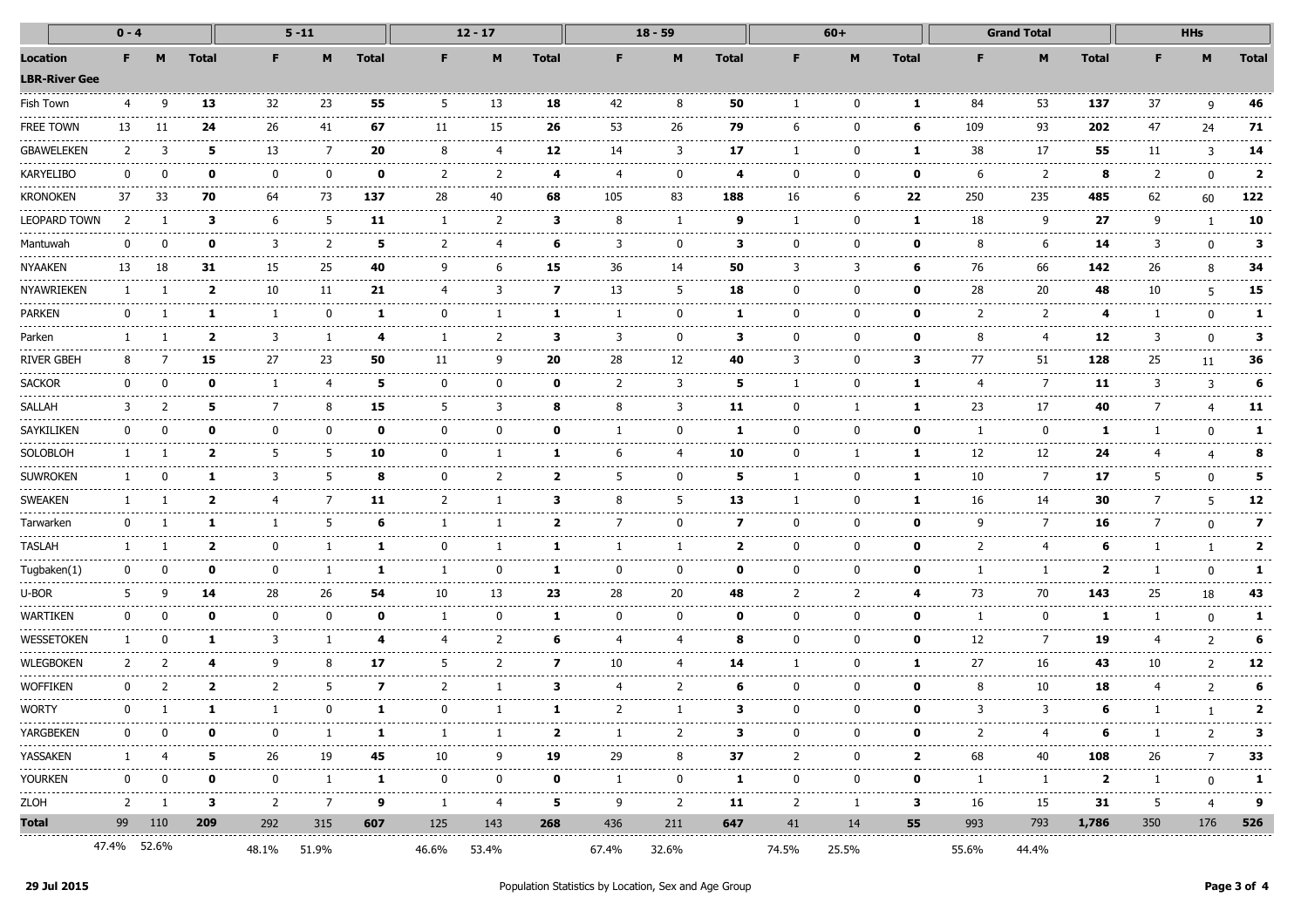| | 0 - 4 | | | 5 -11 | | | 12 - 17 | | | 18 - 59 | | | 60+ | | | Grand Total | | | HHs | | |
|---|---|---|---|---|---|---|---|---|---|---|---|---|---|---|---|---|---|---|---|---|---|
| **Location** | **F** | **M** | **Total** | **F** | **M** | **Total** | **F** | **M** | **Total** | **F** | **M** | **Total** | **F** | **M** | **Total** | **F** | **M** | **Total** | **F** | **M** | **Total** |
| **LBR-River Gee** | | | | | | | | | | | | | | | | | | | | | |
| Fish Town | 4 | 9 | **13** | 32 | 23 | **55** | 5 | 13 | **18** | 42 | 8 | **50** | 1 | 0 | **1** | 84 | 53 | **137** | 37 | 9 | **46** |
| FREE TOWN | 13 | 11 | **24** | 26 | 41 | **67** | 11 | 15 | **26** | 53 | 26 | **79** | 6 | 0 | **6** | 109 | 93 | **202** | 47 | 24 | **71** |
| GBAWELEKEN | 2 | 3 | **5** | 13 | 7 | **20** | 8 | 4 | **12** | 14 | 3 | **17** | 1 | 0 | **1** | 38 | 17 | **55** | 11 | 3 | **14** |
| KARYELIBO | 0 | 0 | **0** | 0 | 0 | **0** | 2 | 2 | **4** | 4 | 0 | **4** | 0 | 0 | **0** | 6 | 2 | **8** | 2 | 0 | **2** |
| KRONOKEN | 37 | 33 | **70** | 64 | 73 | **137** | 28 | 40 | **68** | 105 | 83 | **188** | 16 | 6 | **22** | 250 | 235 | **485** | 62 | 60 | **122** |
| LEOPARD TOWN | 2 | 1 | **3** | 6 | 5 | **11** | 1 | 2 | **3** | 8 | 1 | **9** | 1 | 0 | **1** | 18 | 9 | **27** | 9 | 1 | **10** |
| Mantuwah | 0 | 0 | **0** | 3 | 2 | **5** | 2 | 4 | **6** | 3 | 0 | **3** | 0 | 0 | **0** | 8 | 6 | **14** | 3 | 0 | **3** |
| NYAAKEN | 13 | 18 | **31** | 15 | 25 | **40** | 9 | 6 | **15** | 36 | 14 | **50** | 3 | 3 | **6** | 76 | 66 | **142** | 26 | 8 | **34** |
| NYAWRIEKEN | 1 | 1 | **2** | 10 | 11 | **21** | 4 | 3 | **7** | 13 | 5 | **18** | 0 | 0 | **0** | 28 | 20 | **48** | 10 | 5 | **15** |
| PARKEN | 0 | 1 | **1** | 1 | 0 | **1** | 0 | 1 | **1** | 1 | 0 | **1** | 0 | 0 | **0** | 2 | 2 | **4** | 1 | 0 | **1** |
| Parken | 1 | 1 | **2** | 3 | 1 | **4** | 1 | 2 | **3** | 3 | 0 | **3** | 0 | 0 | **0** | 8 | 4 | **12** | 3 | 0 | **3** |
| RIVER GBEH | 8 | 7 | **15** | 27 | 23 | **50** | 11 | 9 | **20** | 28 | 12 | **40** | 3 | 0 | **3** | 77 | 51 | **128** | 25 | 11 | **36** |
| SACKOR | 0 | 0 | **0** | 1 | 4 | **5** | 0 | 0 | **0** | 2 | 3 | **5** | 1 | 0 | **1** | 4 | 7 | **11** | 3 | 3 | **6** |
| SALLAH | 3 | 2 | **5** | 7 | 8 | **15** | 5 | 3 | **8** | 8 | 3 | **11** | 0 | 1 | **1** | 23 | 17 | **40** | 7 | 4 | **11** |
| SAYKILIKEN | 0 | 0 | **0** | 0 | 0 | **0** | 0 | 0 | **0** | 1 | 0 | **1** | 0 | 0 | **0** | 1 | 0 | **1** | 1 | 0 | **1** |
| SOLOBLOH | 1 | 1 | **2** | 5 | 5 | **10** | 0 | 1 | **1** | 6 | 4 | **10** | 0 | 1 | **1** | 12 | 12 | **24** | 4 | 4 | **8** |
| SUWROKEN | 1 | 0 | **1** | 3 | 5 | **8** | 0 | 2 | **2** | 5 | 0 | **5** | 1 | 0 | **1** | 10 | 7 | **17** | 5 | 0 | **5** |
| SWEAKEN | 1 | 1 | **2** | 4 | 7 | **11** | 2 | 1 | **3** | 8 | 5 | **13** | 1 | 0 | **1** | 16 | 14 | **30** | 7 | 5 | **12** |
| Tarwarken | 0 | 1 | **1** | 1 | 5 | **6** | 1 | 1 | **2** | 7 | 0 | **7** | 0 | 0 | **0** | 9 | 7 | **16** | 7 | 0 | **7** |
| TASLAH | 1 | 1 | **2** | 0 | 1 | **1** | 0 | 1 | **1** | 1 | 1 | **2** | 0 | 0 | **0** | 2 | 4 | **6** | 1 | 1 | **2** |
| Tugbaken(1) | 0 | 0 | **0** | 0 | 1 | **1** | 1 | 0 | **1** | 0 | 0 | **0** | 0 | 0 | **0** | 1 | 1 | **2** | 1 | 0 | **1** |
| U-BOR | 5 | 9 | **14** | 28 | 26 | **54** | 10 | 13 | **23** | 28 | 20 | **48** | 2 | 2 | **4** | 73 | 70 | **143** | 25 | 18 | **43** |
| WARTIKEN | 0 | 0 | **0** | 0 | 0 | **0** | 1 | 0 | **1** | 0 | 0 | **0** | 0 | 0 | **0** | 1 | 0 | **1** | 1 | 0 | **1** |
| WESSETOKEN | 1 | 0 | **1** | 3 | 1 | **4** | 4 | 2 | **6** | 4 | 4 | **8** | 0 | 0 | **0** | 12 | 7 | **19** | 4 | 2 | **6** |
| WLEGBOKEN | 2 | 2 | **4** | 9 | 8 | **17** | 5 | 2 | **7** | 10 | 4 | **14** | 1 | 0 | **1** | 27 | 16 | **43** | 10 | 2 | **12** |
| WOFFIKEN | 0 | 2 | **2** | 2 | 5 | **7** | 2 | 1 | **3** | 4 | 2 | **6** | 0 | 0 | **0** | 8 | 10 | **18** | 4 | 2 | **6** |
| WORTY | 0 | 1 | **1** | 1 | 0 | **1** | 0 | 1 | **1** | 2 | 1 | **3** | 0 | 0 | **0** | 3 | 3 | **6** | 1 | 1 | **2** |
| YARGBEKEN | 0 | 0 | **0** | 0 | 1 | **1** | 1 | 1 | **2** | 1 | 2 | **3** | 0 | 0 | **0** | 2 | 4 | **6** | 1 | 2 | **3** |
| YASSAKEN | 1 | 4 | **5** | 26 | 19 | **45** | 10 | 9 | **19** | 29 | 8 | **37** | 2 | 0 | **2** | 68 | 40 | **108** | 26 | 7 | **33** |
| YOURKEN | 0 | 0 | **0** | 0 | 1 | **1** | 0 | 0 | **0** | 1 | 0 | **1** | 0 | 0 | **0** | 1 | 1 | **2** | 1 | 0 | **1** |
| ZLOH | 2 | 1 | **3** | 2 | 7 | **9** | 1 | 4 | **5** | 9 | 2 | **11** | 2 | 1 | **3** | 16 | 15 | **31** | 5 | 4 | **9** |
| **Total** | 99 | 110 | **209** | 292 | 315 | **607** | 125 | 143 | **268** | 436 | 211 | **647** | 41 | 14 | **55** | 993 | 793 | **1,786** | 350 | 176 | **526** |
| | 47.4% | 52.6% | | 48.1% | 51.9% | | 46.6% | 53.4% | | 67.4% | 32.6% | | 74.5% | 25.5% | | 55.6% | 44.4% | | | | |

29 Jul 2015 — Population Statistics by Location, Sex and Age Group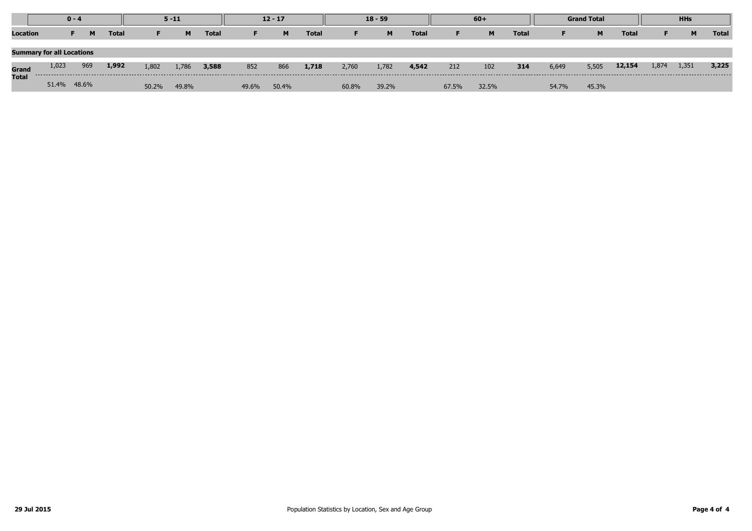| | 0 - 4 | | | 5 -11 | | | 12 - 17 | | | 18 - 59 | | | 60+ | | | Grand Total | | | HHs | | |
|---|---|---|---|---|---|---|---|---|---|---|---|---|---|---|---|---|---|---|---|---|---|
| **Location** | **F** | **M** | **Total** | **F** | **M** | **Total** | **F** | **M** | **Total** | **F** | **M** | **Total** | **F** | **M** | **Total** | **F** | **M** | **Total** | **F** | **M** | **Total** |
| **Summary for all Locations** | | | | | | | | | | | | | | | | | | | | | |
| **Grand Total** | 1,023 | 969 | **1,992** | 1,802 | 1,786 | **3,588** | 852 | 866 | **1,718** | 2,760 | 1,782 | **4,542** | 212 | 102 | **314** | 6,649 | 5,505 | **12,154** | 1,874 | 1,351 | **3,225** |
| | 51.4% | 48.6% | | 50.2% | 49.8% | | 49.6% | 50.4% | | 60.8% | 39.2% | | 67.5% | 32.5% | | 54.7% | 45.3% | | | | |

**29 Jul 2015** Population Statistics by Location, Sex and Age Group